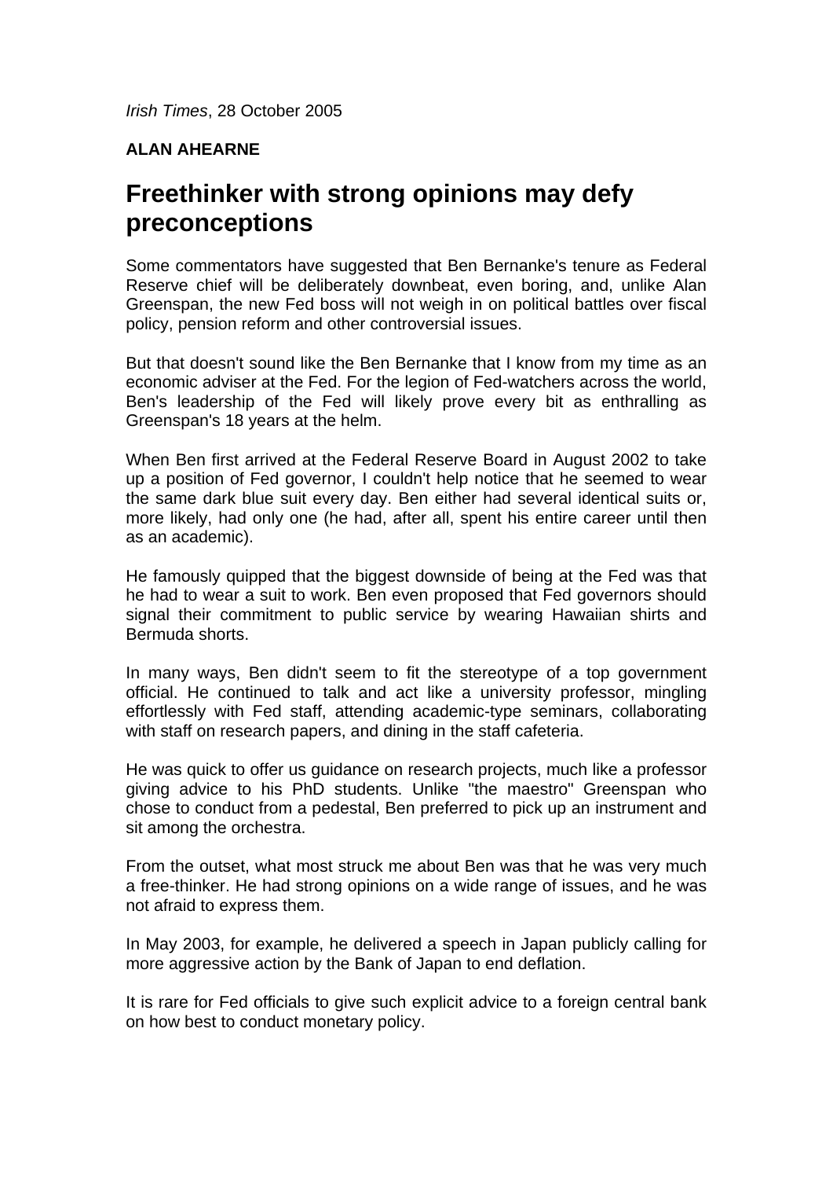*Irish Times*, 28 October 2005

**ALAN AHEARNE**

# Freethinker with strong opinions may defy preconceptions

Some commentators have suggested that Ben Bernanke's tenure as Federal Reserve chief will be deliberately downbeat, even boring, and, unlike Alan Greenspan, the new Fed boss will not weigh in on political battles over fiscal policy, pension reform and other controversial issues.

But that doesn't sound like the Ben Bernanke that I know from my time as an economic adviser at the Fed. For the legion of Fed-watchers across the world, Ben's leadership of the Fed will likely prove every bit as enthralling as Greenspan's 18 years at the helm.

When Ben first arrived at the Federal Reserve Board in August 2002 to take up a position of Fed governor, I couldn't help notice that he seemed to wear the same dark blue suit every day. Ben either had several identical suits or, more likely, had only one (he had, after all, spent his entire career until then as an academic).

He famously quipped that the biggest downside of being at the Fed was that he had to wear a suit to work. Ben even proposed that Fed governors should signal their commitment to public service by wearing Hawaiian shirts and Bermuda shorts.

In many ways, Ben didn't seem to fit the stereotype of a top government official. He continued to talk and act like a university professor, mingling effortlessly with Fed staff, attending academic-type seminars, collaborating with staff on research papers, and dining in the staff cafeteria.

He was quick to offer us guidance on research projects, much like a professor giving advice to his PhD students. Unlike "the maestro" Greenspan who chose to conduct from a pedestal, Ben preferred to pick up an instrument and sit among the orchestra.

From the outset, what most struck me about Ben was that he was very much a free-thinker. He had strong opinions on a wide range of issues, and he was not afraid to express them.

In May 2003, for example, he delivered a speech in Japan publicly calling for more aggressive action by the Bank of Japan to end deflation.

It is rare for Fed officials to give such explicit advice to a foreign central bank on how best to conduct monetary policy.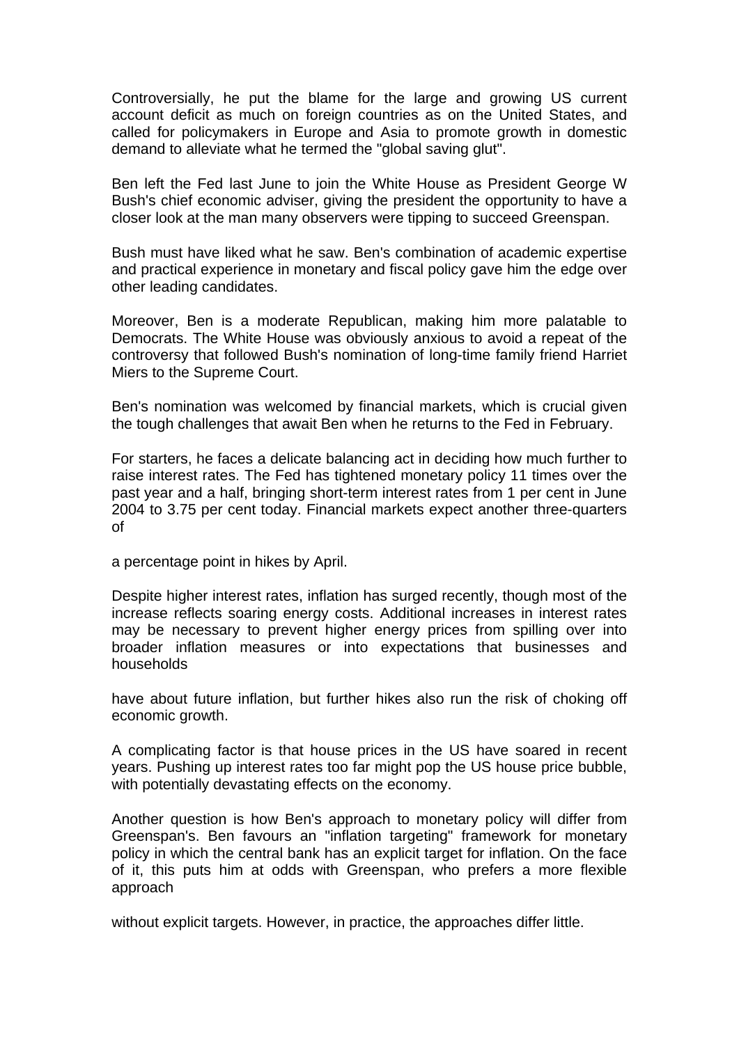Controversially, he put the blame for the large and growing US current account deficit as much on foreign countries as on the United States, and called for policymakers in Europe and Asia to promote growth in domestic demand to alleviate what he termed the "global saving glut".

Ben left the Fed last June to join the White House as President George W Bush's chief economic adviser, giving the president the opportunity to have a closer look at the man many observers were tipping to succeed Greenspan.

Bush must have liked what he saw. Ben's combination of academic expertise and practical experience in monetary and fiscal policy gave him the edge over other leading candidates.

Moreover, Ben is a moderate Republican, making him more palatable to Democrats. The White House was obviously anxious to avoid a repeat of the controversy that followed Bush's nomination of long-time family friend Harriet Miers to the Supreme Court.

Ben's nomination was welcomed by financial markets, which is crucial given the tough challenges that await Ben when he returns to the Fed in February.

For starters, he faces a delicate balancing act in deciding how much further to raise interest rates. The Fed has tightened monetary policy 11 times over the past year and a half, bringing short-term interest rates from 1 per cent in June 2004 to 3.75 per cent today. Financial markets expect another three-quarters of a percentage point in hikes by April.

Despite higher interest rates, inflation has surged recently, though most of the increase reflects soaring energy costs. Additional increases in interest rates may be necessary to prevent higher energy prices from spilling over into broader inflation measures or into expectations that businesses and households have about future inflation, but further hikes also run the risk of choking off economic growth.

A complicating factor is that house prices in the US have soared in recent years. Pushing up interest rates too far might pop the US house price bubble, with potentially devastating effects on the economy.

Another question is how Ben's approach to monetary policy will differ from Greenspan's. Ben favours an "inflation targeting" framework for monetary policy in which the central bank has an explicit target for inflation. On the face of it, this puts him at odds with Greenspan, who prefers a more flexible approach without explicit targets. However, in practice, the approaches differ little.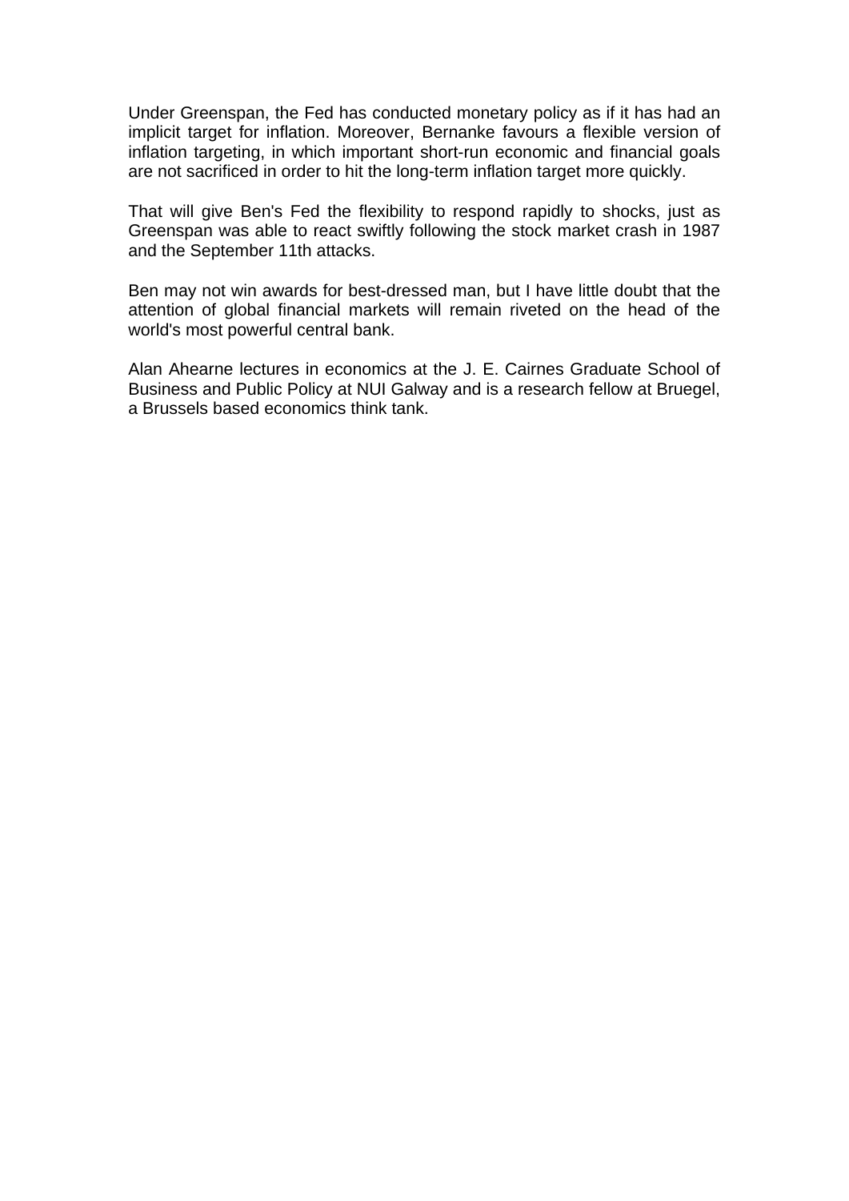Under Greenspan, the Fed has conducted monetary policy as if it has had an implicit target for inflation. Moreover, Bernanke favours a flexible version of inflation targeting, in which important short-run economic and financial goals are not sacrificed in order to hit the long-term inflation target more quickly.

That will give Ben's Fed the flexibility to respond rapidly to shocks, just as Greenspan was able to react swiftly following the stock market crash in 1987 and the September 11th attacks.

Ben may not win awards for best-dressed man, but I have little doubt that the attention of global financial markets will remain riveted on the head of the world's most powerful central bank.

Alan Ahearne lectures in economics at the J. E. Cairnes Graduate School of Business and Public Policy at NUI Galway and is a research fellow at Bruegel, a Brussels based economics think tank.